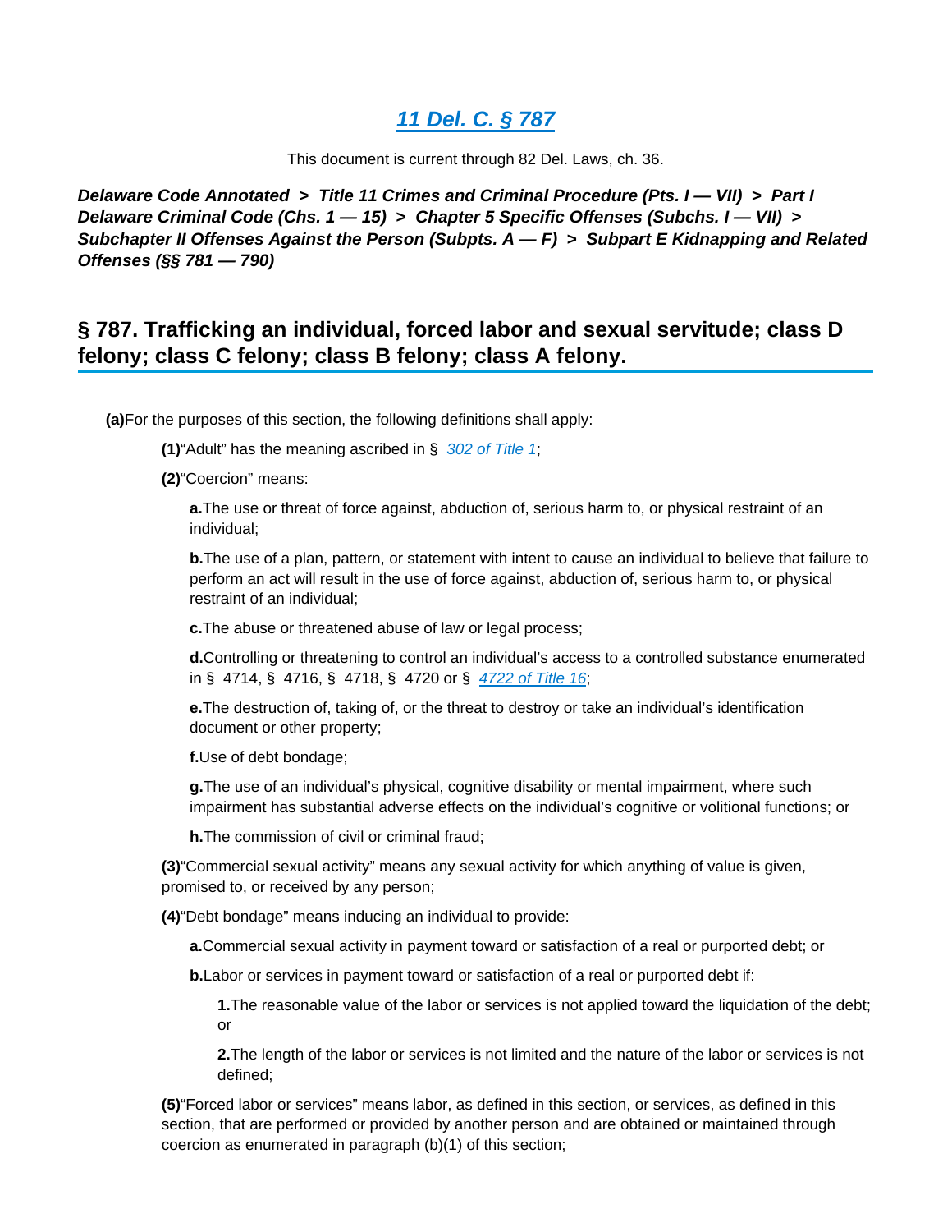# [11 Del. C. § 787](#)

This document is current through 82 Del. Laws, ch. 36.

***Delaware Code Annotated > Title 11 Crimes and Criminal Procedure (Pts. I — VII) > Part I Delaware Criminal Code (Chs. 1 — 15) > Chapter 5 Specific Offenses (Subchs. I — VII) > Subchapter II Offenses Against the Person (Subpts. A — F) > Subpart E Kidnapping and Related Offenses (§§ 781 — 790)***

## § 787. Trafficking an individual, forced labor and sexual servitude; class D felony; class C felony; class B felony; class A felony.

**(a)** For the purposes of this section, the following definitions shall apply:

**(1)** "Adult" has the meaning ascribed in § [302 of Title 1](#);

**(2)** "Coercion" means:

**a.** The use or threat of force against, abduction of, serious harm to, or physical restraint of an individual;

**b.** The use of a plan, pattern, or statement with intent to cause an individual to believe that failure to perform an act will result in the use of force against, abduction of, serious harm to, or physical restraint of an individual;

**c.** The abuse or threatened abuse of law or legal process;

**d.** Controlling or threatening to control an individual's access to a controlled substance enumerated in § 4714, § 4716, § 4718, § 4720 or § [4722 of Title 16](#);

**e.** The destruction of, taking of, or the threat to destroy or take an individual's identification document or other property;

**f.** Use of debt bondage;

**g.** The use of an individual's physical, cognitive disability or mental impairment, where such impairment has substantial adverse effects on the individual's cognitive or volitional functions; or

**h.** The commission of civil or criminal fraud;

**(3)** "Commercial sexual activity" means any sexual activity for which anything of value is given, promised to, or received by any person;

**(4)** "Debt bondage" means inducing an individual to provide:

**a.** Commercial sexual activity in payment toward or satisfaction of a real or purported debt; or

**b.** Labor or services in payment toward or satisfaction of a real or purported debt if:

**1.** The reasonable value of the labor or services is not applied toward the liquidation of the debt; or

**2.** The length of the labor or services is not limited and the nature of the labor or services is not defined;

**(5)** "Forced labor or services" means labor, as defined in this section, or services, as defined in this section, that are performed or provided by another person and are obtained or maintained through coercion as enumerated in paragraph (b)(1) of this section;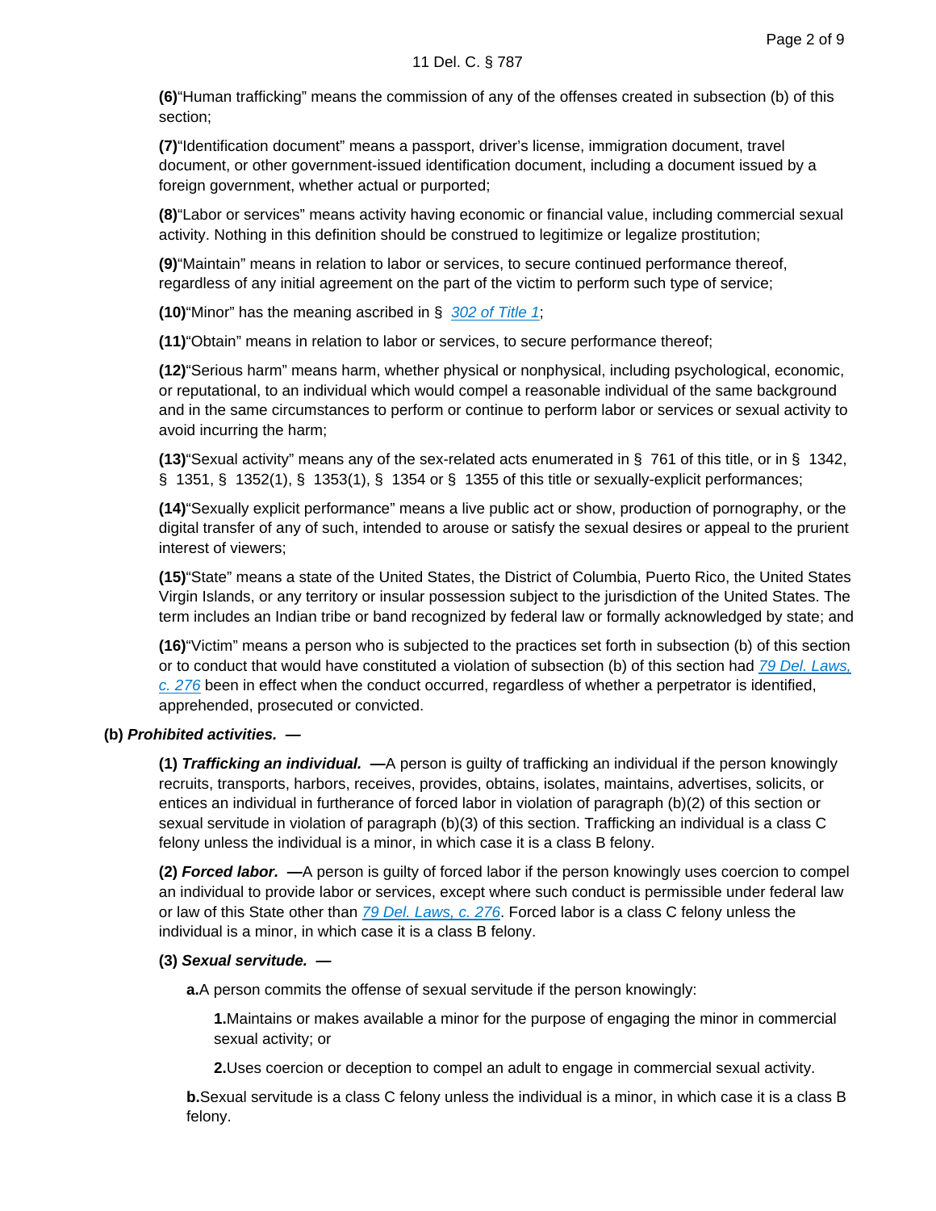**(6)**“Human trafficking” means the commission of any of the offenses created in subsection (b) of this section;

**(7)**“Identification document” means a passport, driver’s license, immigration document, travel document, or other government-issued identification document, including a document issued by a foreign government, whether actual or purported;

**(8)**“Labor or services” means activity having economic or financial value, including commercial sexual activity. Nothing in this definition should be construed to legitimize or legalize prostitution;

**(9)**“Maintain” means in relation to labor or services, to secure continued performance thereof, regardless of any initial agreement on the part of the victim to perform such type of service;

**(10)**“Minor” has the meaning ascribed in § 302 of Title 1;

**(11)**“Obtain” means in relation to labor or services, to secure performance thereof;

**(12)**“Serious harm” means harm, whether physical or nonphysical, including psychological, economic, or reputational, to an individual which would compel a reasonable individual of the same background and in the same circumstances to perform or continue to perform labor or services or sexual activity to avoid incurring the harm;

**(13)**“Sexual activity” means any of the sex-related acts enumerated in § 761 of this title, or in § 1342, § 1351, § 1352(1), § 1353(1), § 1354 or § 1355 of this title or sexually-explicit performances;

**(14)**“Sexually explicit performance” means a live public act or show, production of pornography, or the digital transfer of any of such, intended to arouse or satisfy the sexual desires or appeal to the prurient interest of viewers;

**(15)**“State” means a state of the United States, the District of Columbia, Puerto Rico, the United States Virgin Islands, or any territory or insular possession subject to the jurisdiction of the United States. The term includes an Indian tribe or band recognized by federal law or formally acknowledged by state; and

**(16)**“Victim” means a person who is subjected to the practices set forth in subsection (b) of this section or to conduct that would have constituted a violation of subsection (b) of this section had 79 Del. Laws, c. 276 been in effect when the conduct occurred, regardless of whether a perpetrator is identified, apprehended, prosecuted or convicted.

**(b) *Prohibited activities.* —**

**(1) *Trafficking an individual.* —**A person is guilty of trafficking an individual if the person knowingly recruits, transports, harbors, receives, provides, obtains, isolates, maintains, advertises, solicits, or entices an individual in furtherance of forced labor in violation of paragraph (b)(2) of this section or sexual servitude in violation of paragraph (b)(3) of this section. Trafficking an individual is a class C felony unless the individual is a minor, in which case it is a class B felony.

**(2) *Forced labor.* —**A person is guilty of forced labor if the person knowingly uses coercion to compel an individual to provide labor or services, except where such conduct is permissible under federal law or law of this State other than 79 Del. Laws, c. 276. Forced labor is a class C felony unless the individual is a minor, in which case it is a class B felony.

**(3) *Sexual servitude.* —**

**a.**A person commits the offense of sexual servitude if the person knowingly:

**1.**Maintains or makes available a minor for the purpose of engaging the minor in commercial sexual activity; or

**2.**Uses coercion or deception to compel an adult to engage in commercial sexual activity.

**b.**Sexual servitude is a class C felony unless the individual is a minor, in which case it is a class B felony.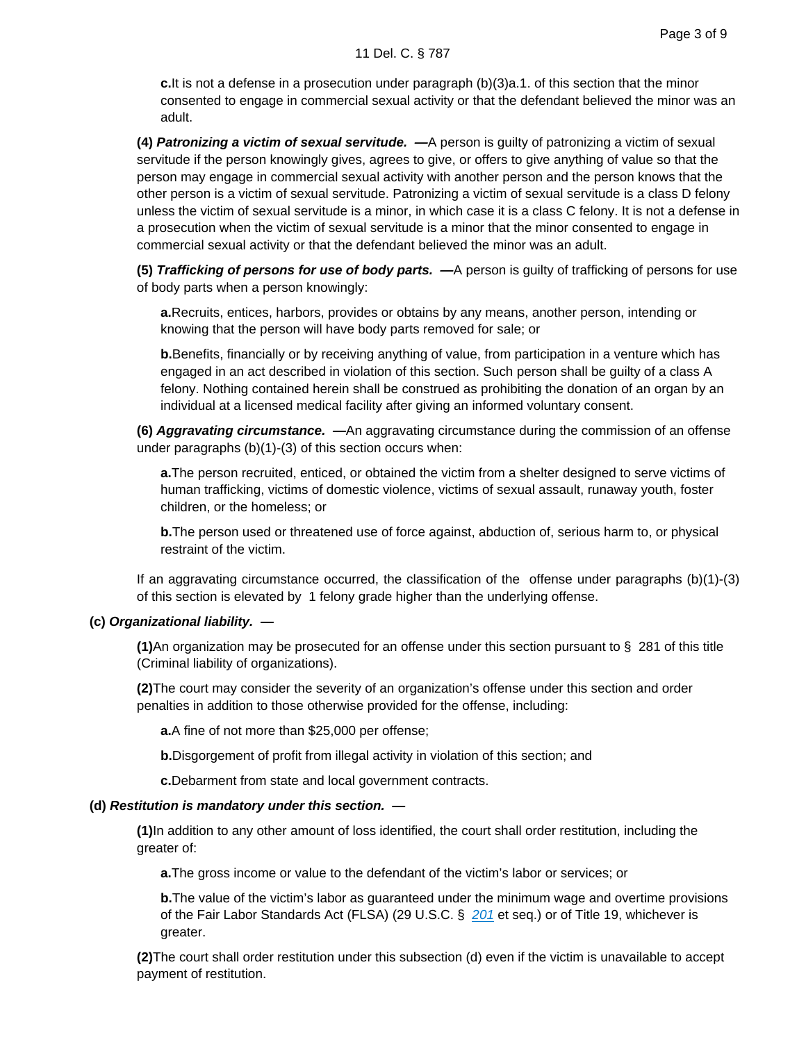**c.** It is not a defense in a prosecution under paragraph (b)(3)a.1. of this section that the minor consented to engage in commercial sexual activity or that the defendant believed the minor was an adult.

**(4)** ***Patronizing a victim of sexual servitude.*** **—** A person is guilty of patronizing a victim of sexual servitude if the person knowingly gives, agrees to give, or offers to give anything of value so that the person may engage in commercial sexual activity with another person and the person knows that the other person is a victim of sexual servitude. Patronizing a victim of sexual servitude is a class D felony unless the victim of sexual servitude is a minor, in which case it is a class C felony. It is not a defense in a prosecution when the victim of sexual servitude is a minor that the minor consented to engage in commercial sexual activity or that the defendant believed the minor was an adult.

**(5)** ***Trafficking of persons for use of body parts.*** **—** A person is guilty of trafficking of persons for use of body parts when a person knowingly:

**a.** Recruits, entices, harbors, provides or obtains by any means, another person, intending or knowing that the person will have body parts removed for sale; or

**b.** Benefits, financially or by receiving anything of value, from participation in a venture which has engaged in an act described in violation of this section. Such person shall be guilty of a class A felony. Nothing contained herein shall be construed as prohibiting the donation of an organ by an individual at a licensed medical facility after giving an informed voluntary consent.

**(6)** ***Aggravating circumstance.*** **—** An aggravating circumstance during the commission of an offense under paragraphs (b)(1)-(3) of this section occurs when:

**a.** The person recruited, enticed, or obtained the victim from a shelter designed to serve victims of human trafficking, victims of domestic violence, victims of sexual assault, runaway youth, foster children, or the homeless; or

**b.** The person used or threatened use of force against, abduction of, serious harm to, or physical restraint of the victim.

If an aggravating circumstance occurred, the classification of the offense under paragraphs (b)(1)-(3) of this section is elevated by 1 felony grade higher than the underlying offense.

**(c)** ***Organizational liability.*** **—**

**(1)** An organization may be prosecuted for an offense under this section pursuant to § 281 of this title (Criminal liability of organizations).

**(2)** The court may consider the severity of an organization's offense under this section and order penalties in addition to those otherwise provided for the offense, including:

**a.** A fine of not more than $25,000 per offense;

**b.** Disgorgement of profit from illegal activity in violation of this section; and

**c.** Debarment from state and local government contracts.

**(d)** ***Restitution is mandatory under this section.*** **—**

**(1)** In addition to any other amount of loss identified, the court shall order restitution, including the greater of:

**a.** The gross income or value to the defendant of the victim's labor or services; or

**b.** The value of the victim's labor as guaranteed under the minimum wage and overtime provisions of the Fair Labor Standards Act (FLSA) (29 U.S.C. § 201 et seq.) or of Title 19, whichever is greater.

**(2)** The court shall order restitution under this subsection (d) even if the victim is unavailable to accept payment of restitution.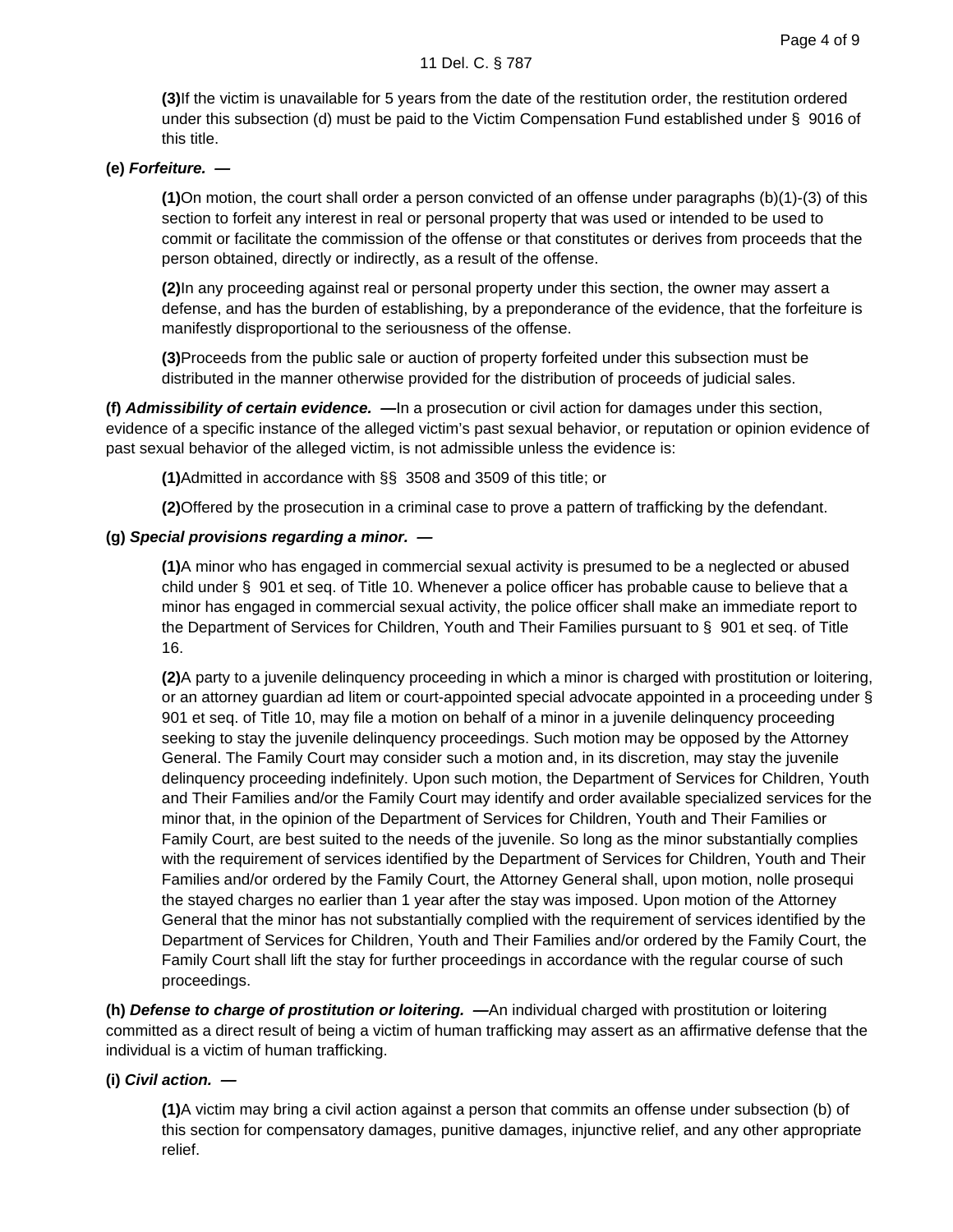**(3)** If the victim is unavailable for 5 years from the date of the restitution order, the restitution ordered under this subsection (d) must be paid to the Victim Compensation Fund established under § 9016 of this title.

**(e)** ***Forfeiture.*** **—**

**(1)** On motion, the court shall order a person convicted of an offense under paragraphs (b)(1)-(3) of this section to forfeit any interest in real or personal property that was used or intended to be used to commit or facilitate the commission of the offense or that constitutes or derives from proceeds that the person obtained, directly or indirectly, as a result of the offense.

**(2)** In any proceeding against real or personal property under this section, the owner may assert a defense, and has the burden of establishing, by a preponderance of the evidence, that the forfeiture is manifestly disproportional to the seriousness of the offense.

**(3)** Proceeds from the public sale or auction of property forfeited under this subsection must be distributed in the manner otherwise provided for the distribution of proceeds of judicial sales.

**(f)** ***Admissibility of certain evidence.*** **—** In a prosecution or civil action for damages under this section, evidence of a specific instance of the alleged victim's past sexual behavior, or reputation or opinion evidence of past sexual behavior of the alleged victim, is not admissible unless the evidence is:

**(1)** Admitted in accordance with §§ 3508 and 3509 of this title; or

**(2)** Offered by the prosecution in a criminal case to prove a pattern of trafficking by the defendant.

**(g)** ***Special provisions regarding a minor.*** **—**

**(1)** A minor who has engaged in commercial sexual activity is presumed to be a neglected or abused child under § 901 et seq. of Title 10. Whenever a police officer has probable cause to believe that a minor has engaged in commercial sexual activity, the police officer shall make an immediate report to the Department of Services for Children, Youth and Their Families pursuant to § 901 et seq. of Title 16.

**(2)** A party to a juvenile delinquency proceeding in which a minor is charged with prostitution or loitering, or an attorney guardian ad litem or court-appointed special advocate appointed in a proceeding under § 901 et seq. of Title 10, may file a motion on behalf of a minor in a juvenile delinquency proceeding seeking to stay the juvenile delinquency proceedings. Such motion may be opposed by the Attorney General. The Family Court may consider such a motion and, in its discretion, may stay the juvenile delinquency proceeding indefinitely. Upon such motion, the Department of Services for Children, Youth and Their Families and/or the Family Court may identify and order available specialized services for the minor that, in the opinion of the Department of Services for Children, Youth and Their Families or Family Court, are best suited to the needs of the juvenile. So long as the minor substantially complies with the requirement of services identified by the Department of Services for Children, Youth and Their Families and/or ordered by the Family Court, the Attorney General shall, upon motion, nolle prosequi the stayed charges no earlier than 1 year after the stay was imposed. Upon motion of the Attorney General that the minor has not substantially complied with the requirement of services identified by the Department of Services for Children, Youth and Their Families and/or ordered by the Family Court, the Family Court shall lift the stay for further proceedings in accordance with the regular course of such proceedings.

**(h)** ***Defense to charge of prostitution or loitering.*** **—** An individual charged with prostitution or loitering committed as a direct result of being a victim of human trafficking may assert as an affirmative defense that the individual is a victim of human trafficking.

**(i)** ***Civil action.*** **—**

**(1)** A victim may bring a civil action against a person that commits an offense under subsection (b) of this section for compensatory damages, punitive damages, injunctive relief, and any other appropriate relief.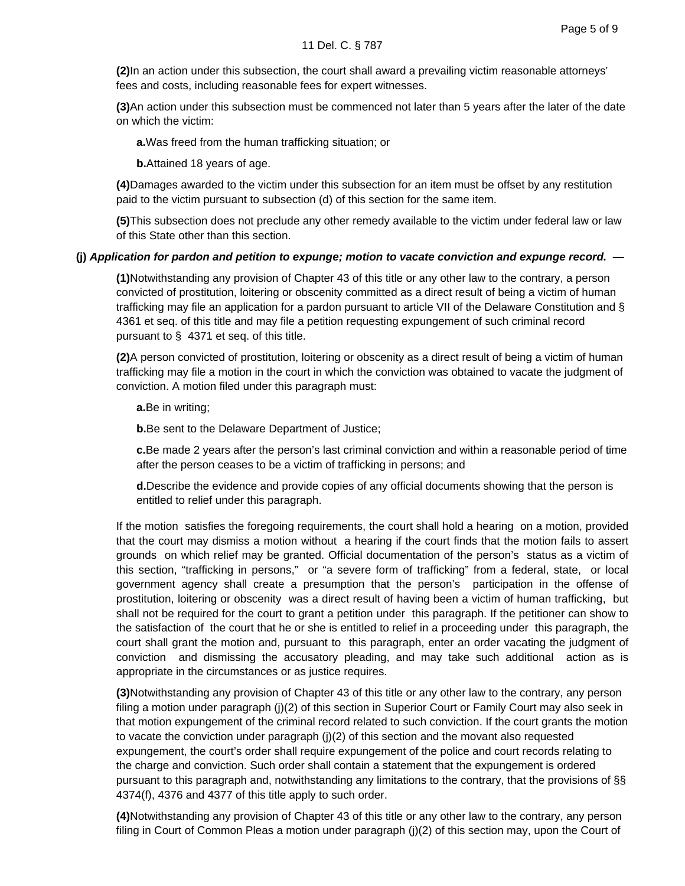**(2)** In an action under this subsection, the court shall award a prevailing victim reasonable attorneys' fees and costs, including reasonable fees for expert witnesses.

**(3)** An action under this subsection must be commenced not later than 5 years after the later of the date on which the victim:

**a.** Was freed from the human trafficking situation; or

**b.** Attained 18 years of age.

**(4)** Damages awarded to the victim under this subsection for an item must be offset by any restitution paid to the victim pursuant to subsection (d) of this section for the same item.

**(5)** This subsection does not preclude any other remedy available to the victim under federal law or law of this State other than this section.

**(j)** ***Application for pardon and petition to expunge; motion to vacate conviction and expunge record.* —**

**(1)** Notwithstanding any provision of Chapter 43 of this title or any other law to the contrary, a person convicted of prostitution, loitering or obscenity committed as a direct result of being a victim of human trafficking may file an application for a pardon pursuant to article VII of the Delaware Constitution and § 4361 et seq. of this title and may file a petition requesting expungement of such criminal record pursuant to § 4371 et seq. of this title.

**(2)** A person convicted of prostitution, loitering or obscenity as a direct result of being a victim of human trafficking may file a motion in the court in which the conviction was obtained to vacate the judgment of conviction. A motion filed under this paragraph must:

**a.** Be in writing;

**b.** Be sent to the Delaware Department of Justice;

**c.** Be made 2 years after the person's last criminal conviction and within a reasonable period of time after the person ceases to be a victim of trafficking in persons; and

**d.** Describe the evidence and provide copies of any official documents showing that the person is entitled to relief under this paragraph.

If the motion satisfies the foregoing requirements, the court shall hold a hearing on a motion, provided that the court may dismiss a motion without a hearing if the court finds that the motion fails to assert grounds on which relief may be granted. Official documentation of the person's status as a victim of this section, "trafficking in persons," or "a severe form of trafficking" from a federal, state, or local government agency shall create a presumption that the person's participation in the offense of prostitution, loitering or obscenity was a direct result of having been a victim of human trafficking, but shall not be required for the court to grant a petition under this paragraph. If the petitioner can show to the satisfaction of the court that he or she is entitled to relief in a proceeding under this paragraph, the court shall grant the motion and, pursuant to this paragraph, enter an order vacating the judgment of conviction and dismissing the accusatory pleading, and may take such additional action as is appropriate in the circumstances or as justice requires.

**(3)** Notwithstanding any provision of Chapter 43 of this title or any other law to the contrary, any person filing a motion under paragraph (j)(2) of this section in Superior Court or Family Court may also seek in that motion expungement of the criminal record related to such conviction. If the court grants the motion to vacate the conviction under paragraph (j)(2) of this section and the movant also requested expungement, the court's order shall require expungement of the police and court records relating to the charge and conviction. Such order shall contain a statement that the expungement is ordered pursuant to this paragraph and, notwithstanding any limitations to the contrary, that the provisions of §§ 4374(f), 4376 and 4377 of this title apply to such order.

**(4)** Notwithstanding any provision of Chapter 43 of this title or any other law to the contrary, any person filing in Court of Common Pleas a motion under paragraph (j)(2) of this section may, upon the Court of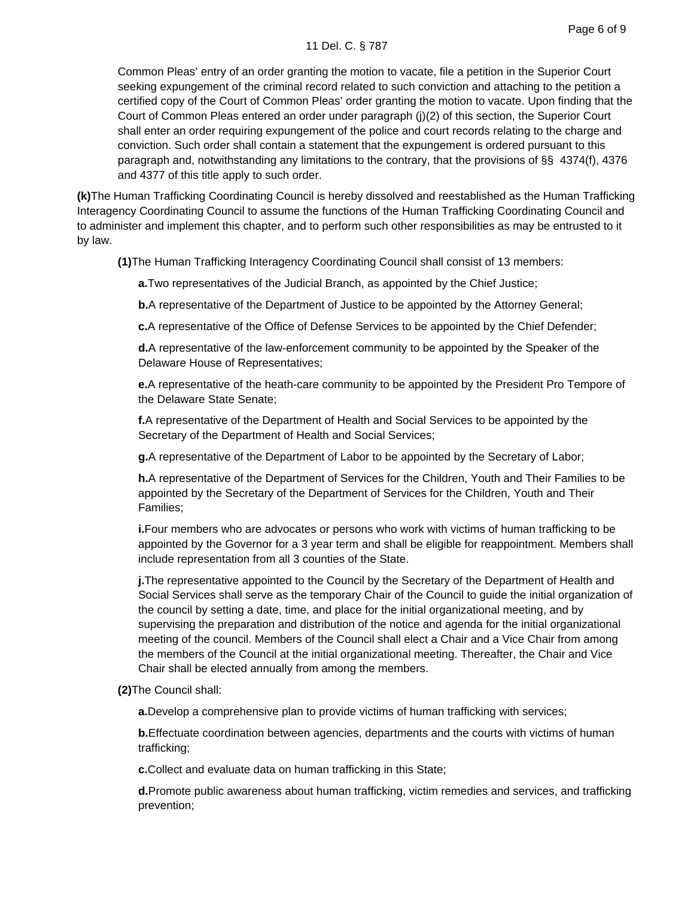Common Pleas' entry of an order granting the motion to vacate, file a petition in the Superior Court seeking expungement of the criminal record related to such conviction and attaching to the petition a certified copy of the Court of Common Pleas' order granting the motion to vacate. Upon finding that the Court of Common Pleas entered an order under paragraph (j)(2) of this section, the Superior Court shall enter an order requiring expungement of the police and court records relating to the charge and conviction. Such order shall contain a statement that the expungement is ordered pursuant to this paragraph and, notwithstanding any limitations to the contrary, that the provisions of §§ 4374(f), 4376 and 4377 of this title apply to such order.

**(k)** The Human Trafficking Coordinating Council is hereby dissolved and reestablished as the Human Trafficking Interagency Coordinating Council to assume the functions of the Human Trafficking Coordinating Council and to administer and implement this chapter, and to perform such other responsibilities as may be entrusted to it by law.

**(1)** The Human Trafficking Interagency Coordinating Council shall consist of 13 members:

**a.** Two representatives of the Judicial Branch, as appointed by the Chief Justice;

**b.** A representative of the Department of Justice to be appointed by the Attorney General;

**c.** A representative of the Office of Defense Services to be appointed by the Chief Defender;

**d.** A representative of the law-enforcement community to be appointed by the Speaker of the Delaware House of Representatives;

**e.** A representative of the heath-care community to be appointed by the President Pro Tempore of the Delaware State Senate;

**f.** A representative of the Department of Health and Social Services to be appointed by the Secretary of the Department of Health and Social Services;

**g.** A representative of the Department of Labor to be appointed by the Secretary of Labor;

**h.** A representative of the Department of Services for the Children, Youth and Their Families to be appointed by the Secretary of the Department of Services for the Children, Youth and Their Families;

**i.** Four members who are advocates or persons who work with victims of human trafficking to be appointed by the Governor for a 3 year term and shall be eligible for reappointment. Members shall include representation from all 3 counties of the State.

**j.** The representative appointed to the Council by the Secretary of the Department of Health and Social Services shall serve as the temporary Chair of the Council to guide the initial organization of the council by setting a date, time, and place for the initial organizational meeting, and by supervising the preparation and distribution of the notice and agenda for the initial organizational meeting of the council. Members of the Council shall elect a Chair and a Vice Chair from among the members of the Council at the initial organizational meeting. Thereafter, the Chair and Vice Chair shall be elected annually from among the members.

**(2)** The Council shall:

**a.** Develop a comprehensive plan to provide victims of human trafficking with services;

**b.** Effectuate coordination between agencies, departments and the courts with victims of human trafficking;

**c.** Collect and evaluate data on human trafficking in this State;

**d.** Promote public awareness about human trafficking, victim remedies and services, and trafficking prevention;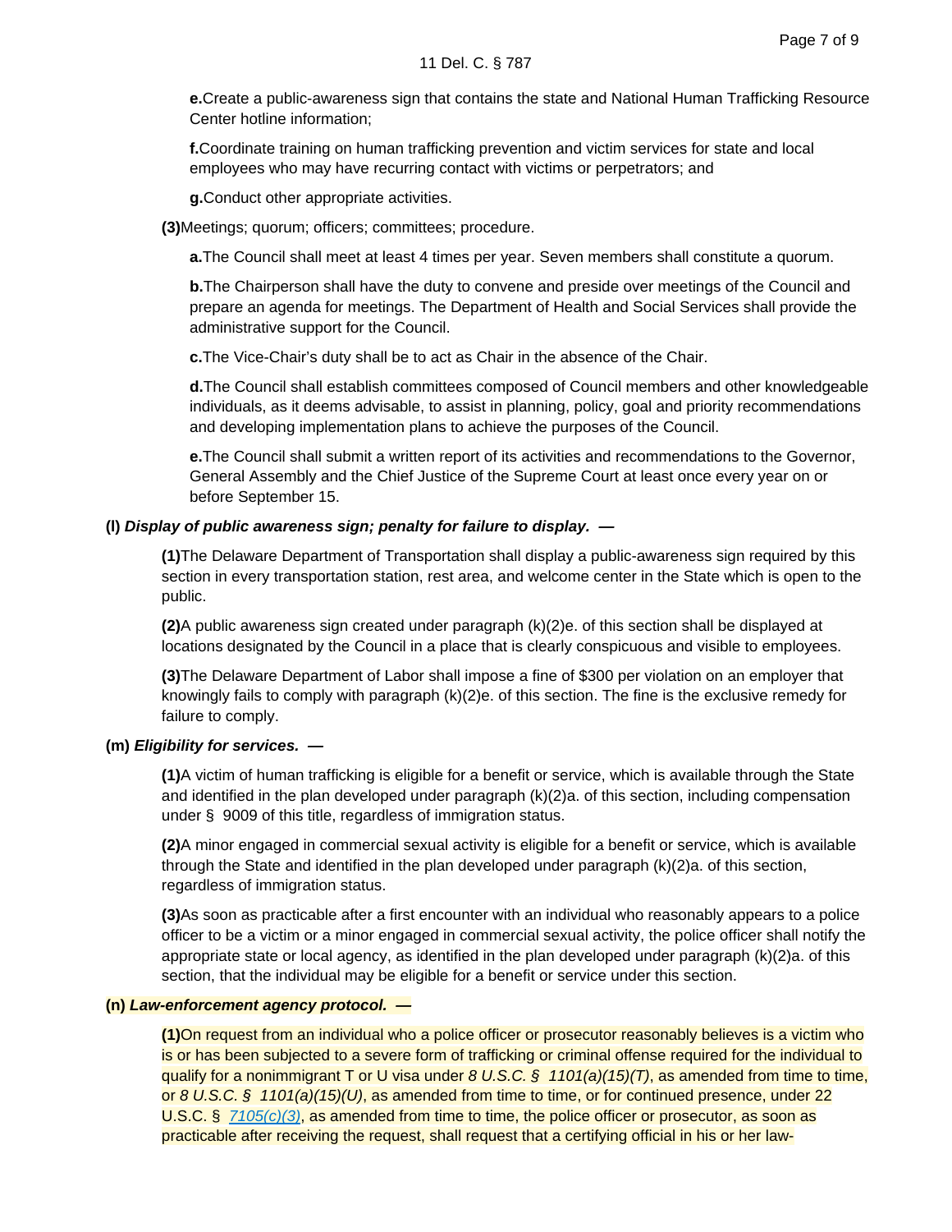**e.** Create a public-awareness sign that contains the state and National Human Trafficking Resource Center hotline information;

**f.** Coordinate training on human trafficking prevention and victim services for state and local employees who may have recurring contact with victims or perpetrators; and

**g.** Conduct other appropriate activities.

**(3)** Meetings; quorum; officers; committees; procedure.

**a.** The Council shall meet at least 4 times per year. Seven members shall constitute a quorum.

**b.** The Chairperson shall have the duty to convene and preside over meetings of the Council and prepare an agenda for meetings. The Department of Health and Social Services shall provide the administrative support for the Council.

**c.** The Vice-Chair's duty shall be to act as Chair in the absence of the Chair.

**d.** The Council shall establish committees composed of Council members and other knowledgeable individuals, as it deems advisable, to assist in planning, policy, goal and priority recommendations and developing implementation plans to achieve the purposes of the Council.

**e.** The Council shall submit a written report of its activities and recommendations to the Governor, General Assembly and the Chief Justice of the Supreme Court at least once every year on or before September 15.

**(l) *Display of public awareness sign; penalty for failure to display.* —**

**(1)** The Delaware Department of Transportation shall display a public-awareness sign required by this section in every transportation station, rest area, and welcome center in the State which is open to the public.

**(2)** A public awareness sign created under paragraph (k)(2)e. of this section shall be displayed at locations designated by the Council in a place that is clearly conspicuous and visible to employees.

**(3)** The Delaware Department of Labor shall impose a fine of $300 per violation on an employer that knowingly fails to comply with paragraph (k)(2)e. of this section. The fine is the exclusive remedy for failure to comply.

**(m) *Eligibility for services.* —**

**(1)** A victim of human trafficking is eligible for a benefit or service, which is available through the State and identified in the plan developed under paragraph (k)(2)a. of this section, including compensation under § 9009 of this title, regardless of immigration status.

**(2)** A minor engaged in commercial sexual activity is eligible for a benefit or service, which is available through the State and identified in the plan developed under paragraph (k)(2)a. of this section, regardless of immigration status.

**(3)** As soon as practicable after a first encounter with an individual who reasonably appears to a police officer to be a victim or a minor engaged in commercial sexual activity, the police officer shall notify the appropriate state or local agency, as identified in the plan developed under paragraph (k)(2)a. of this section, that the individual may be eligible for a benefit or service under this section.

**(n) *Law-enforcement agency protocol.* —**

**(1)** On request from an individual who a police officer or prosecutor reasonably believes is a victim who is or has been subjected to a severe form of trafficking or criminal offense required for the individual to qualify for a nonimmigrant T or U visa under *8 U.S.C. § 1101(a)(15)(T)*, as amended from time to time, or *8 U.S.C. § 1101(a)(15)(U)*, as amended from time to time, or for continued presence, under 22 U.S.C. § 7105(c)(3), as amended from time to time, the police officer or prosecutor, as soon as practicable after receiving the request, shall request that a certifying official in his or her law-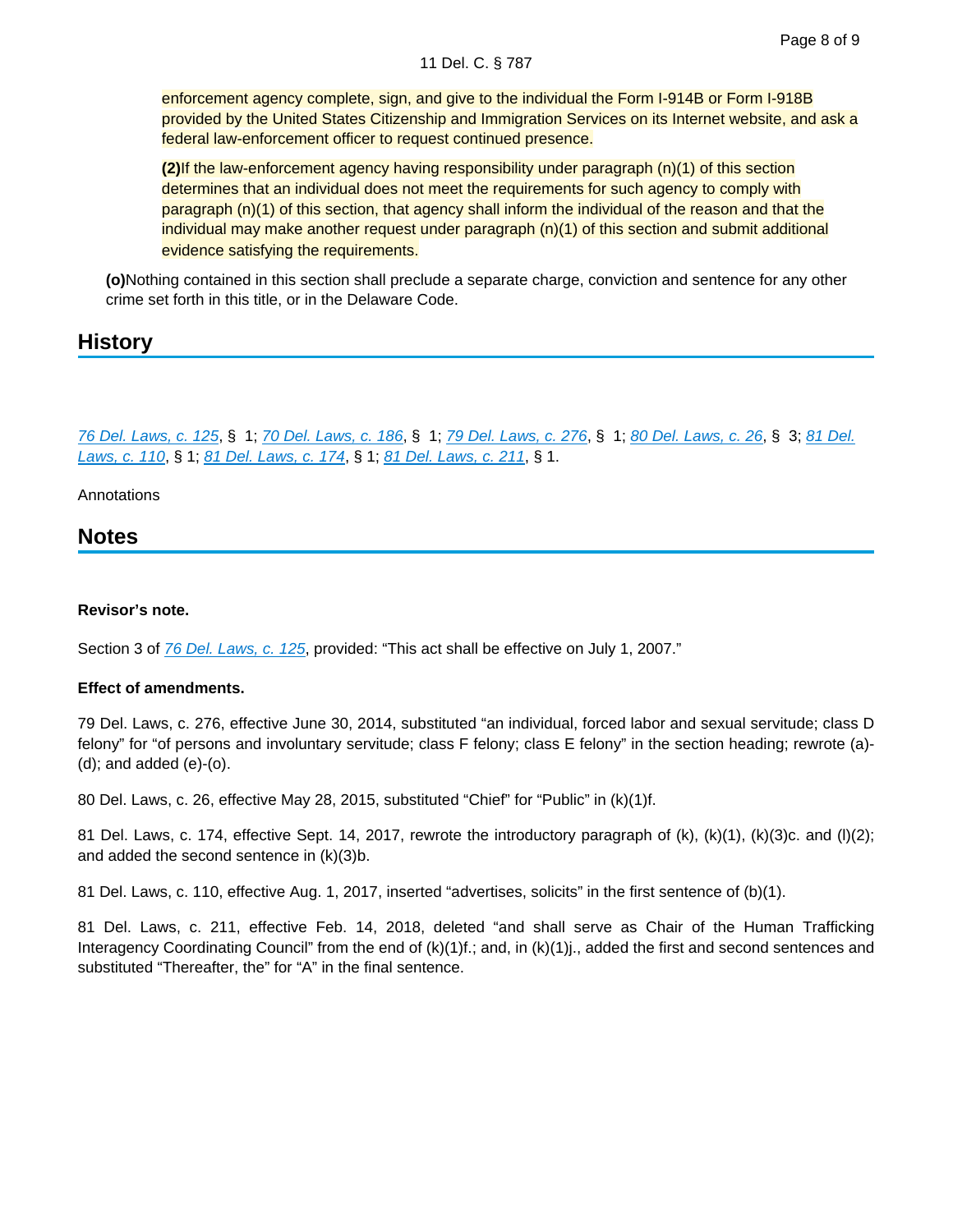enforcement agency complete, sign, and give to the individual the Form I-914B or Form I-918B provided by the United States Citizenship and Immigration Services on its Internet website, and ask a federal law-enforcement officer to request continued presence.

**(2)**If the law-enforcement agency having responsibility under paragraph (n)(1) of this section determines that an individual does not meet the requirements for such agency to comply with paragraph (n)(1) of this section, that agency shall inform the individual of the reason and that the individual may make another request under paragraph (n)(1) of this section and submit additional evidence satisfying the requirements.

**(o)**Nothing contained in this section shall preclude a separate charge, conviction and sentence for any other crime set forth in this title, or in the Delaware Code.

## History

*76 Del. Laws, c. 125*, § 1; *70 Del. Laws, c. 186*, § 1; *79 Del. Laws, c. 276*, § 1; *80 Del. Laws, c. 26*, § 3; *81 Del. Laws, c. 110*, § 1; *81 Del. Laws, c. 174*, § 1; *81 Del. Laws, c. 211*, § 1.

Annotations

## Notes

**Revisor's note.**

Section 3 of *76 Del. Laws, c. 125*, provided: "This act shall be effective on July 1, 2007."

**Effect of amendments.**

79 Del. Laws, c. 276, effective June 30, 2014, substituted "an individual, forced labor and sexual servitude; class D felony" for "of persons and involuntary servitude; class F felony; class E felony" in the section heading; rewrote (a)-(d); and added (e)-(o).

80 Del. Laws, c. 26, effective May 28, 2015, substituted "Chief" for "Public" in (k)(1)f.

81 Del. Laws, c. 174, effective Sept. 14, 2017, rewrote the introductory paragraph of (k), (k)(1), (k)(3)c. and (l)(2); and added the second sentence in (k)(3)b.

81 Del. Laws, c. 110, effective Aug. 1, 2017, inserted "advertises, solicits" in the first sentence of (b)(1).

81 Del. Laws, c. 211, effective Feb. 14, 2018, deleted "and shall serve as Chair of the Human Trafficking Interagency Coordinating Council" from the end of (k)(1)f.; and, in (k)(1)j., added the first and second sentences and substituted "Thereafter, the" for "A" in the final sentence.